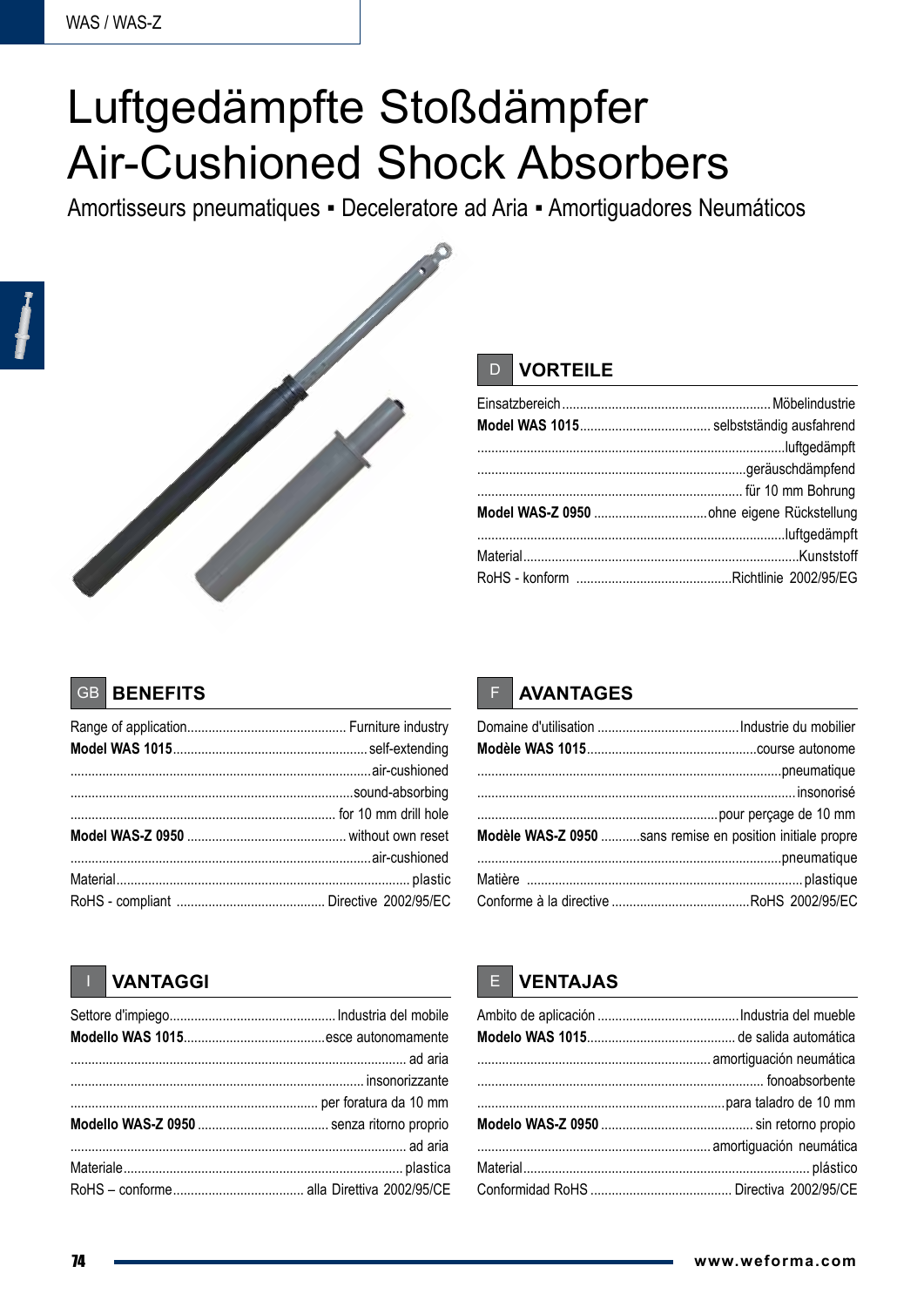# Luftgedämpfte Stoßdämpfer
# Air-Cushioned Shock Absorbers

Amortisseurs pneumatiques ▪ Deceleratore ad Aria ▪ Amortiguadores Neumáticos

## D VORTEILE

| | |
|---|---|
| Einsatzbereich | Möbelindustrie |
| **Model WAS 1015** | selbstständig ausfahrend |
| | luftgedämpft |
| | geräuschdämpfend |
| | für 10 mm Bohrung |
| **Model WAS-Z 0950** | ohne eigene Rückstellung |
| | luftgedämpft |
| Material | Kunststoff |
| RoHS - konform | Richtlinie 2002/95/EG |

## GB BENEFITS

| | |
|---|---|
| Range of application | Furniture industry |
| **Model WAS 1015** | self-extending |
| | air-cushioned |
| | sound-absorbing |
| | for 10 mm drill hole |
| **Model WAS-Z 0950** | without own reset |
| | air-cushioned |
| Material | plastic |
| RoHS - compliant | Directive 2002/95/EC |

## F AVANTAGES

| | |
|---|---|
| Domaine d'utilisation | Industrie du mobilier |
| **Modèle WAS 1015** | course autonome |
| | pneumatique |
| | insonorisé |
| | pour perçage de 10 mm |
| **Modèle WAS-Z 0950** | sans remise en position initiale propre |
| | pneumatique |
| Matière | plastique |
| Conforme à la directive | RoHS 2002/95/EC |

## I VANTAGGI

| | |
|---|---|
| Settore d'impiego | Industria del mobile |
| **Modello WAS 1015** | esce autonomamente |
| | ad aria |
| | insonorizzante |
| | per foratura da 10 mm |
| **Modello WAS-Z 0950** | senza ritorno proprio |
| | ad aria |
| Materiale | plastica |
| RoHS – conforme | alla Direttiva 2002/95/CE |

## E VENTAJAS

| | |
|---|---|
| Ambito de aplicación | Industria del mueble |
| **Modelo WAS 1015** | de salida automática |
| | amortiguación neumática |
| | fonoabsorbente |
| | para taladro de 10 mm |
| **Modelo WAS-Z 0950** | sin retorno propio |
| | amortiguación neumática |
| Material | plástico |
| Conformidad RoHS | Directiva 2002/95/CE |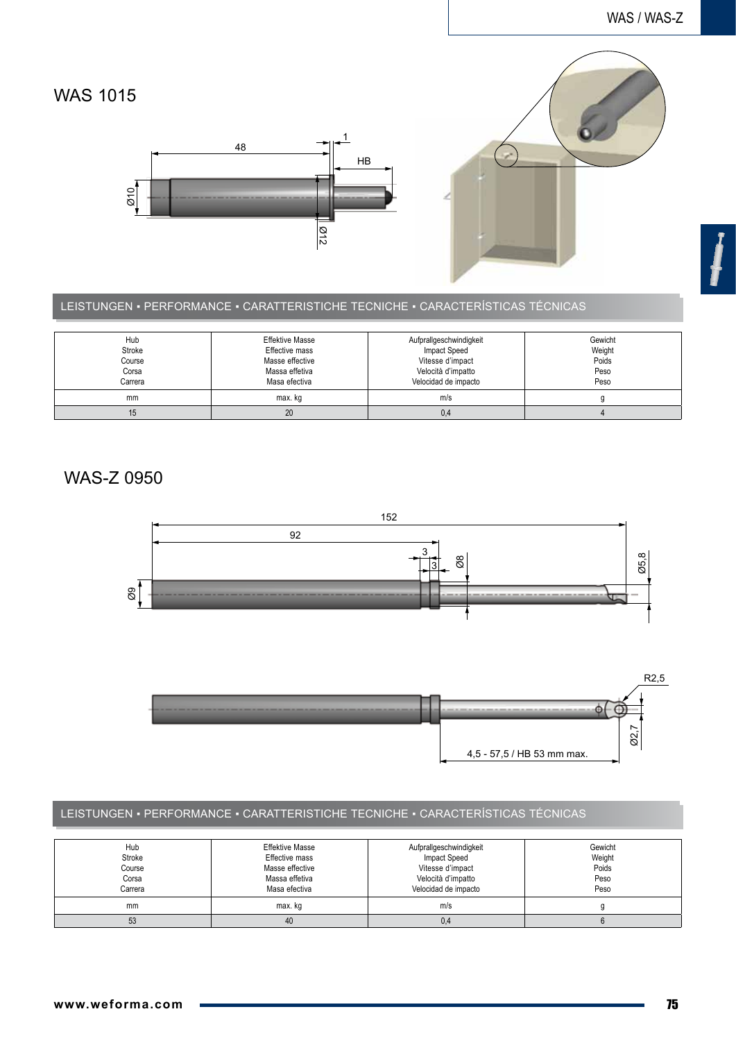## WAS 1015

48

1

HB

Ø10

Ø12

LEISTUNGEN • PERFORMANCE • CARATTERISTICHE TECNICHE • CARACTERÍSTICAS TÉCNICAS

| Hub<br>Stroke<br>Course<br>Corsa<br>Carrera | Effektive Masse<br>Effective mass<br>Masse effective<br>Massa effetiva<br>Masa efectiva | Aufprallgeschwindigkeit<br>Impact Speed<br>Vitesse d'impact<br>Velocità d'impatto<br>Velocidad de impacto | Gewicht<br>Weight<br>Poids<br>Peso<br>Peso |
|---|---|---|---|
| mm | max. kg | m/s | g |
| 15 | 20 | 0,4 | 4 |

## WAS-Z 0950

152

92

3

3

Ø8

Ø5,8

Ø9

R2,5

Ø2,7

4,5 - 57,5 / HB 53 mm max.

LEISTUNGEN • PERFORMANCE • CARATTERISTICHE TECNICHE • CARACTERÍSTICAS TÉCNICAS

| Hub<br>Stroke<br>Course<br>Corsa<br>Carrera | Effektive Masse<br>Effective mass<br>Masse effective<br>Massa effetiva<br>Masa efectiva | Aufprallgeschwindigkeit<br>Impact Speed<br>Vitesse d'impact<br>Velocità d'impatto<br>Velocidad de impacto | Gewicht<br>Weight<br>Poids<br>Peso<br>Peso |
|---|---|---|---|
| mm | max. kg | m/s | g |
| 53 | 40 | 0,4 | 6 |